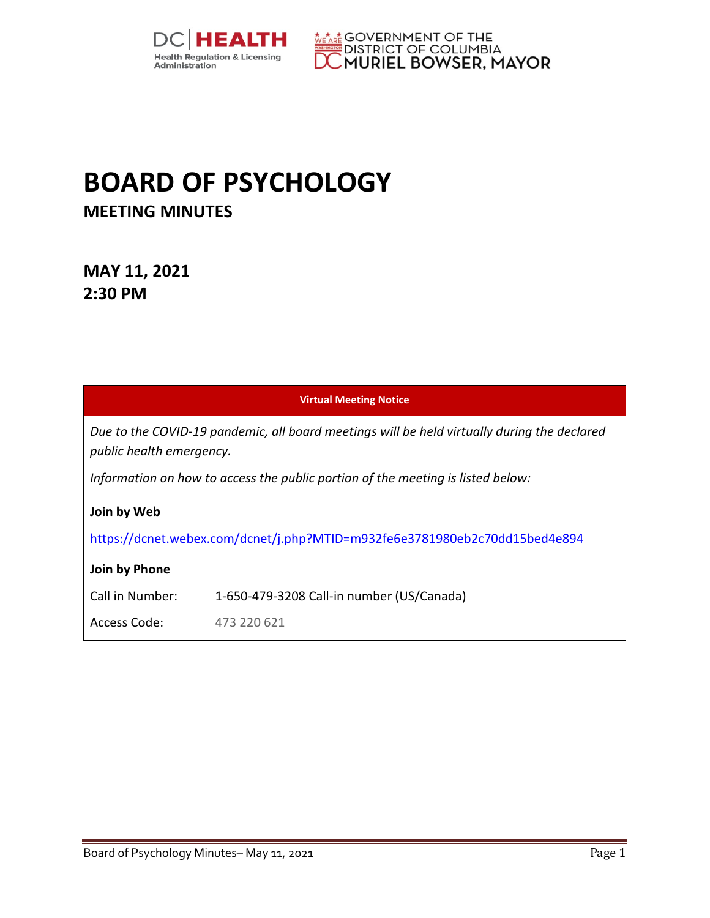DC HEALTH Health Regulation & Licensing Administration

GOVERNMENT OF THE DISTRICT OF COLUMBIA MURIEL BOWSER, MAYOR

# BOARD OF PSYCHOLOGY

## MEETING MINUTES

## MAY 11, 2021
## 2:30 PM

| Virtual Meeting Notice | |
|---|---|
| *Due to the COVID-19 pandemic, all board meetings will be held virtually during the declared public health emergency.* | |
| *Information on how to access the public portion of the meeting is listed below:* | |
| **Join by Web** | |
| https://dcnet.webex.com/dcnet/j.php?MTID=m932fe6e3781980eb2c70dd15bed4e894 | |
| **Join by Phone** | |
| Call in Number: | 1-650-479-3208 Call-in number (US/Canada) |
| Access Code: | 473 220 621 |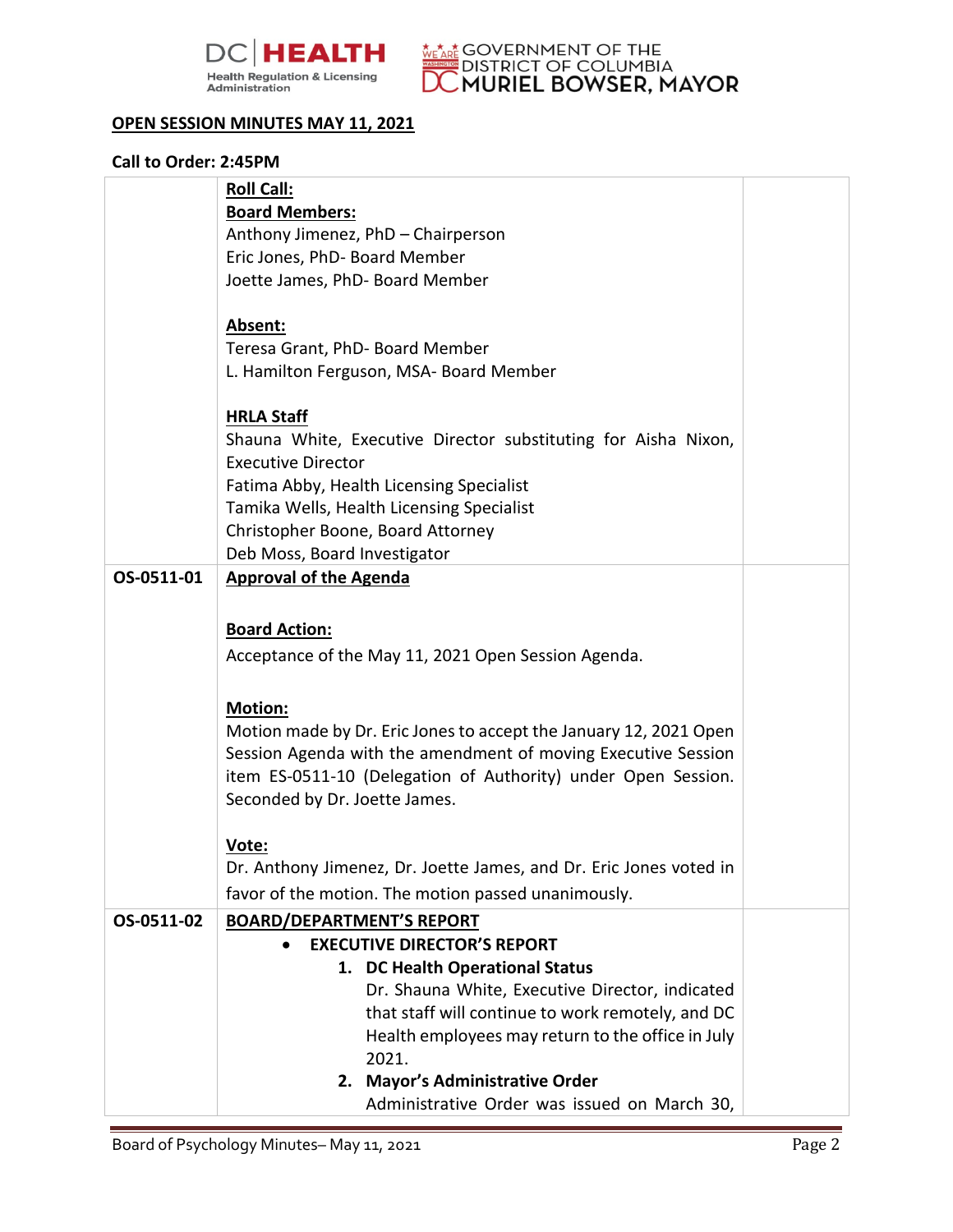**OPEN SESSION MINUTES MAY 11, 2021**

**Call to Order: 2:45PM**

| | | |
|---|---|---|
| | **Roll Call:**<br>**Board Members:**<br>Anthony Jimenez, PhD – Chairperson<br>Eric Jones, PhD- Board Member<br>Joette James, PhD- Board Member<br><br>**Absent:**<br>Teresa Grant, PhD- Board Member<br>L. Hamilton Ferguson, MSA- Board Member<br><br>**HRLA Staff**<br>Shauna White, Executive Director substituting for Aisha Nixon, Executive Director<br>Fatima Abby, Health Licensing Specialist<br>Tamika Wells, Health Licensing Specialist<br>Christopher Boone, Board Attorney<br>Deb Moss, Board Investigator | |
| **OS-0511-01** | **Approval of the Agenda**<br><br>**Board Action:**<br>Acceptance of the May 11, 2021 Open Session Agenda.<br><br>**Motion:**<br>Motion made by Dr. Eric Jones to accept the January 12, 2021 Open Session Agenda with the amendment of moving Executive Session item ES-0511-10 (Delegation of Authority) under Open Session. Seconded by Dr. Joette James.<br><br>**Vote:**<br>Dr. Anthony Jimenez, Dr. Joette James, and Dr. Eric Jones voted in favor of the motion. The motion passed unanimously. | |
| **OS-0511-02** | **BOARD/DEPARTMENT'S REPORT**<br>• **EXECUTIVE DIRECTOR'S REPORT**<br>1. **DC Health Operational Status**<br>Dr. Shauna White, Executive Director, indicated that staff will continue to work remotely, and DC Health employees may return to the office in July 2021.<br>2. **Mayor's Administrative Order**<br>Administrative Order was issued on March 30, | |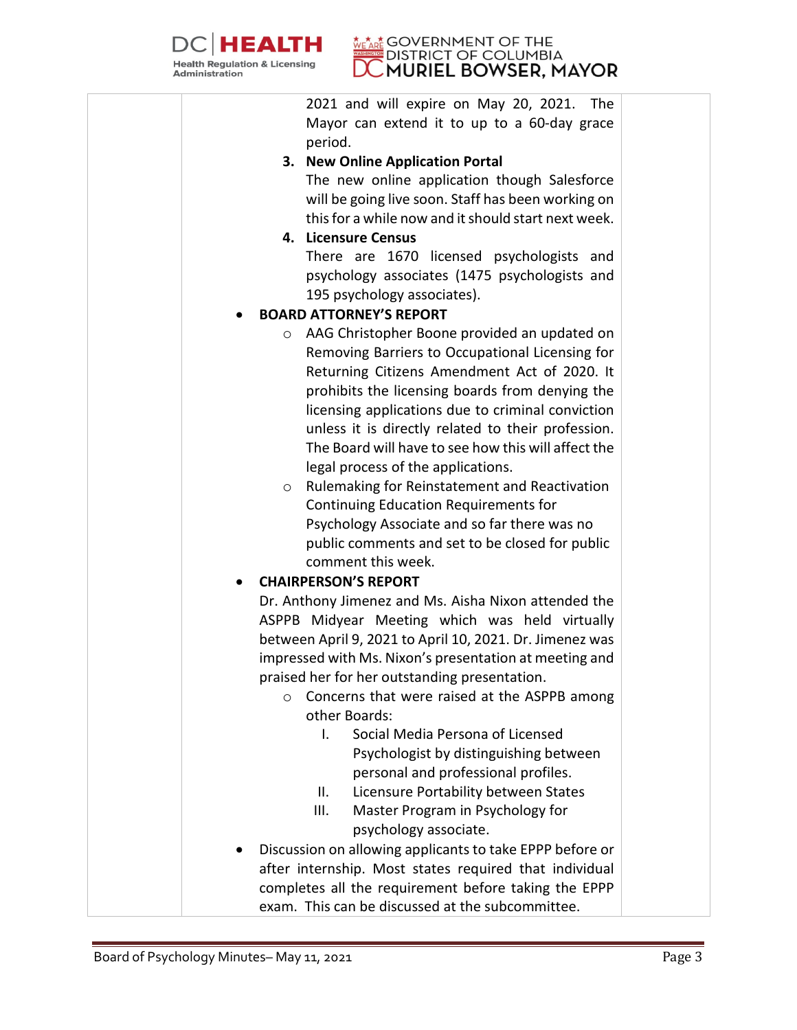| | 2021 and will expire on May 20, 2021. The Mayor can extend it to up to a 60-day grace period.<br>**3. New Online Application Portal**<br>The new online application though Salesforce will be going live soon. Staff has been working on this for a while now and it should start next week.<br>**4. Licensure Census**<br>There are 1670 licensed psychologists and psychology associates (1475 psychologists and 195 psychology associates).<br>• **BOARD ATTORNEY'S REPORT**<br>○ AAG Christopher Boone provided an updated on Removing Barriers to Occupational Licensing for Returning Citizens Amendment Act of 2020. It prohibits the licensing boards from denying the licensing applications due to criminal conviction unless it is directly related to their profession. The Board will have to see how this will affect the legal process of the applications.<br>○ Rulemaking for Reinstatement and Reactivation Continuing Education Requirements for Psychology Associate and so far there was no public comments and set to be closed for public comment this week.<br>• **CHAIRPERSON'S REPORT**<br>Dr. Anthony Jimenez and Ms. Aisha Nixon attended the ASPPB Midyear Meeting which was held virtually between April 9, 2021 to April 10, 2021. Dr. Jimenez was impressed with Ms. Nixon's presentation at meeting and praised her for her outstanding presentation.<br>○ Concerns that were raised at the ASPPB among other Boards:<br>I. Social Media Persona of Licensed Psychologist by distinguishing between personal and professional profiles.<br>II. Licensure Portability between States<br>III. Master Program in Psychology for psychology associate.<br>• Discussion on allowing applicants to take EPPP before or after internship. Most states required that individual completes all the requirement before taking the EPPP exam. This can be discussed at the subcommittee. | |
|---|---|---|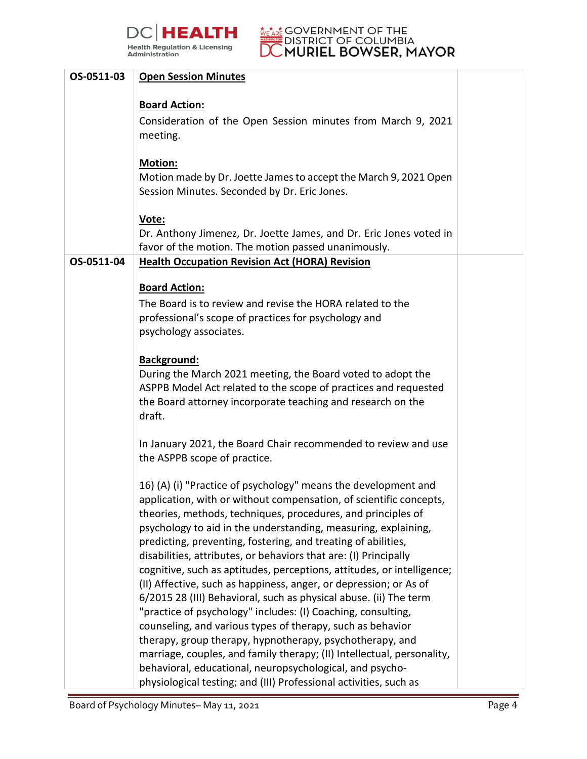| | | |
|---|---|---|
| **OS-0511-03** | **Open Session Minutes**<br><br>**Board Action:**<br>Consideration of the Open Session minutes from March 9, 2021 meeting.<br><br>**Motion:**<br>Motion made by Dr. Joette James to accept the March 9, 2021 Open Session Minutes. Seconded by Dr. Eric Jones.<br><br>**Vote:**<br>Dr. Anthony Jimenez, Dr. Joette James, and Dr. Eric Jones voted in favor of the motion. The motion passed unanimously. | |
| **OS-0511-04** | **Health Occupation Revision Act (HORA) Revision**<br><br>**Board Action:**<br>The Board is to review and revise the HORA related to the professional's scope of practices for psychology and psychology associates.<br><br>**Background:**<br>During the March 2021 meeting, the Board voted to adopt the ASPPB Model Act related to the scope of practices and requested the Board attorney incorporate teaching and research on the draft.<br><br>In January 2021, the Board Chair recommended to review and use the ASPPB scope of practice.<br><br>16) (A) (i) "Practice of psychology" means the development and application, with or without compensation, of scientific concepts, theories, methods, techniques, procedures, and principles of psychology to aid in the understanding, measuring, explaining, predicting, preventing, fostering, and treating of abilities, disabilities, attributes, or behaviors that are: (I) Principally cognitive, such as aptitudes, perceptions, attitudes, or intelligence; (II) Affective, such as happiness, anger, or depression; or As of 6/2015 28 (III) Behavioral, such as physical abuse. (ii) The term "practice of psychology" includes: (I) Coaching, consulting, counseling, and various types of therapy, such as behavior therapy, group therapy, hypnotherapy, psychotherapy, and marriage, couples, and family therapy; (II) Intellectual, personality, behavioral, educational, neuropsychological, and psycho-physiological testing; and (III) Professional activities, such as | |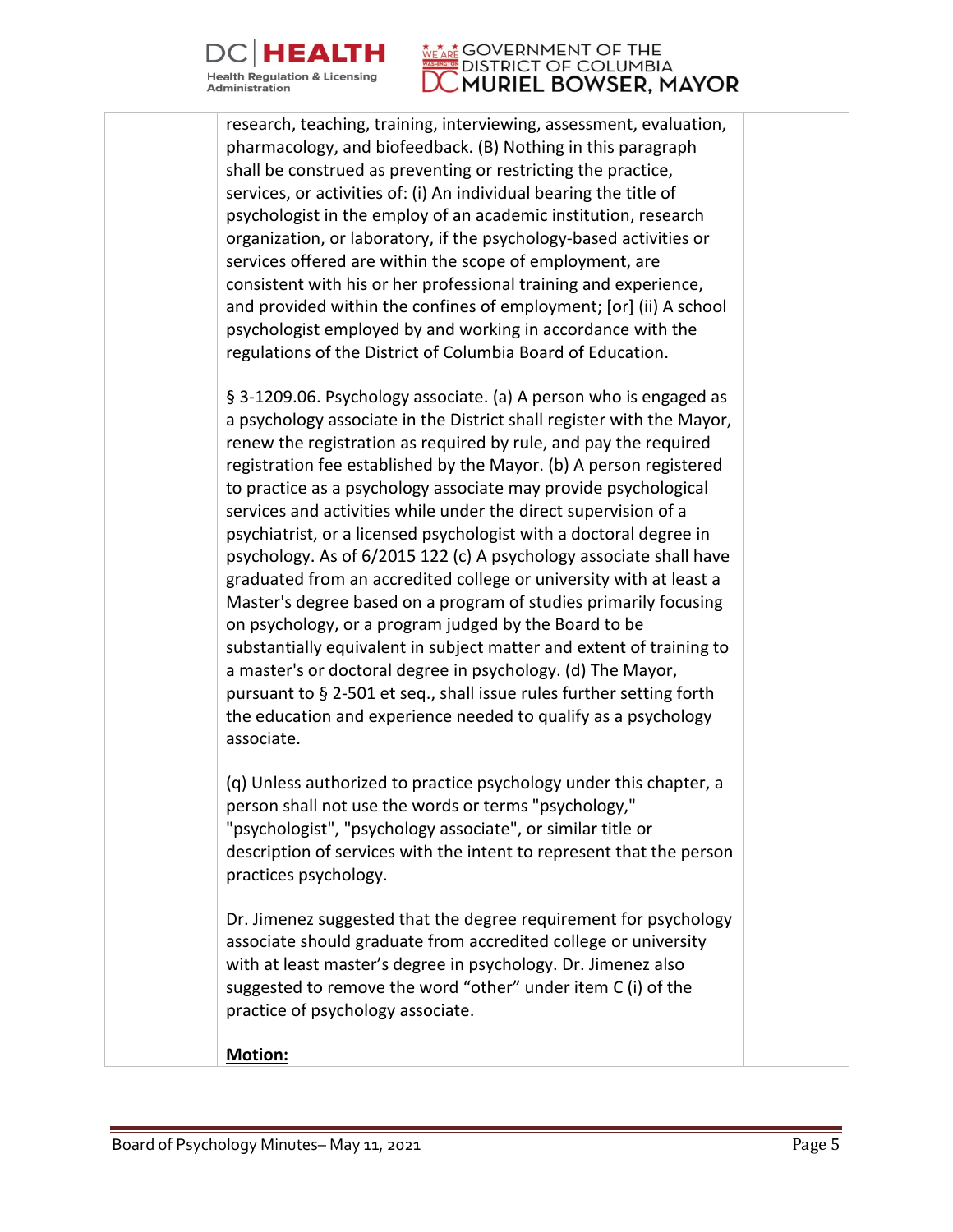research, teaching, training, interviewing, assessment, evaluation, pharmacology, and biofeedback. (B) Nothing in this paragraph shall be construed as preventing or restricting the practice, services, or activities of: (i) An individual bearing the title of psychologist in the employ of an academic institution, research organization, or laboratory, if the psychology-based activities or services offered are within the scope of employment, are consistent with his or her professional training and experience, and provided within the confines of employment; [or] (ii) A school psychologist employed by and working in accordance with the regulations of the District of Columbia Board of Education.

§ 3-1209.06. Psychology associate. (a) A person who is engaged as a psychology associate in the District shall register with the Mayor, renew the registration as required by rule, and pay the required registration fee established by the Mayor. (b) A person registered to practice as a psychology associate may provide psychological services and activities while under the direct supervision of a psychiatrist, or a licensed psychologist with a doctoral degree in psychology. As of 6/2015 122 (c) A psychology associate shall have graduated from an accredited college or university with at least a Master's degree based on a program of studies primarily focusing on psychology, or a program judged by the Board to be substantially equivalent in subject matter and extent of training to a master's or doctoral degree in psychology. (d) The Mayor, pursuant to § 2-501 et seq., shall issue rules further setting forth the education and experience needed to qualify as a psychology associate.

(q) Unless authorized to practice psychology under this chapter, a person shall not use the words or terms "psychology," "psychologist", "psychology associate", or similar title or description of services with the intent to represent that the person practices psychology.

Dr. Jimenez suggested that the degree requirement for psychology associate should graduate from accredited college or university with at least master's degree in psychology. Dr. Jimenez also suggested to remove the word "other" under item C (i) of the practice of psychology associate.

**Motion:**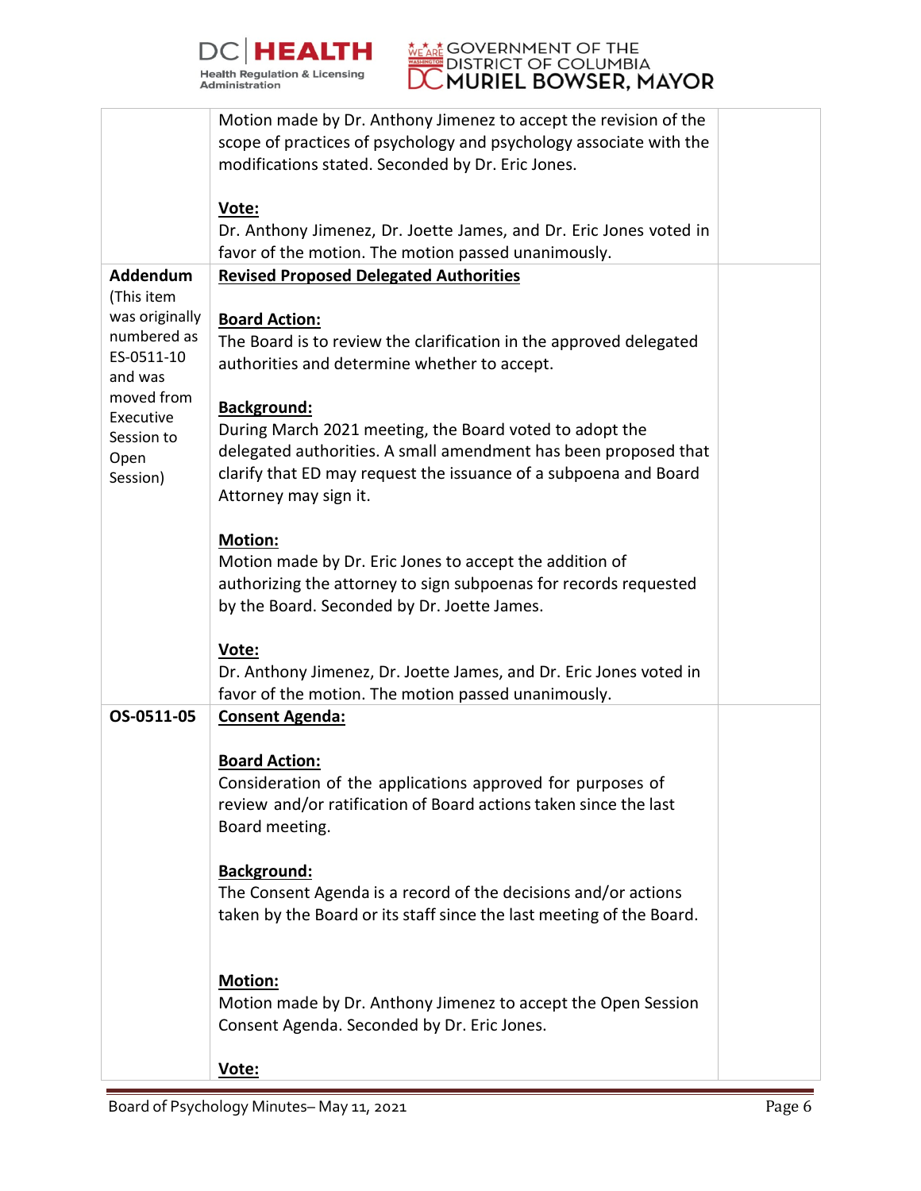| | | |
|---|---|---|
| | Motion made by Dr. Anthony Jimenez to accept the revision of the scope of practices of psychology and psychology associate with the modifications stated. Seconded by Dr. Eric Jones.<br><br>**Vote:**<br>Dr. Anthony Jimenez, Dr. Joette James, and Dr. Eric Jones voted in favor of the motion. The motion passed unanimously. | |
| **Addendum** (This item was originally numbered as ES-0511-10 and was moved from Executive Session to Open Session) | **Revised Proposed Delegated Authorities**<br><br>**Board Action:**<br>The Board is to review the clarification in the approved delegated authorities and determine whether to accept.<br><br>**Background:**<br>During March 2021 meeting, the Board voted to adopt the delegated authorities. A small amendment has been proposed that clarify that ED may request the issuance of a subpoena and Board Attorney may sign it.<br><br>**Motion:**<br>Motion made by Dr. Eric Jones to accept the addition of authorizing the attorney to sign subpoenas for records requested by the Board. Seconded by Dr. Joette James.<br><br>**Vote:**<br>Dr. Anthony Jimenez, Dr. Joette James, and Dr. Eric Jones voted in favor of the motion. The motion passed unanimously. | |
| **OS-0511-05** | **Consent Agenda:**<br><br>**Board Action:**<br>Consideration of the applications approved for purposes of review and/or ratification of Board actions taken since the last Board meeting.<br><br>**Background:**<br>The Consent Agenda is a record of the decisions and/or actions taken by the Board or its staff since the last meeting of the Board.<br><br>**Motion:**<br>Motion made by Dr. Anthony Jimenez to accept the Open Session Consent Agenda. Seconded by Dr. Eric Jones.<br><br>**Vote:** | |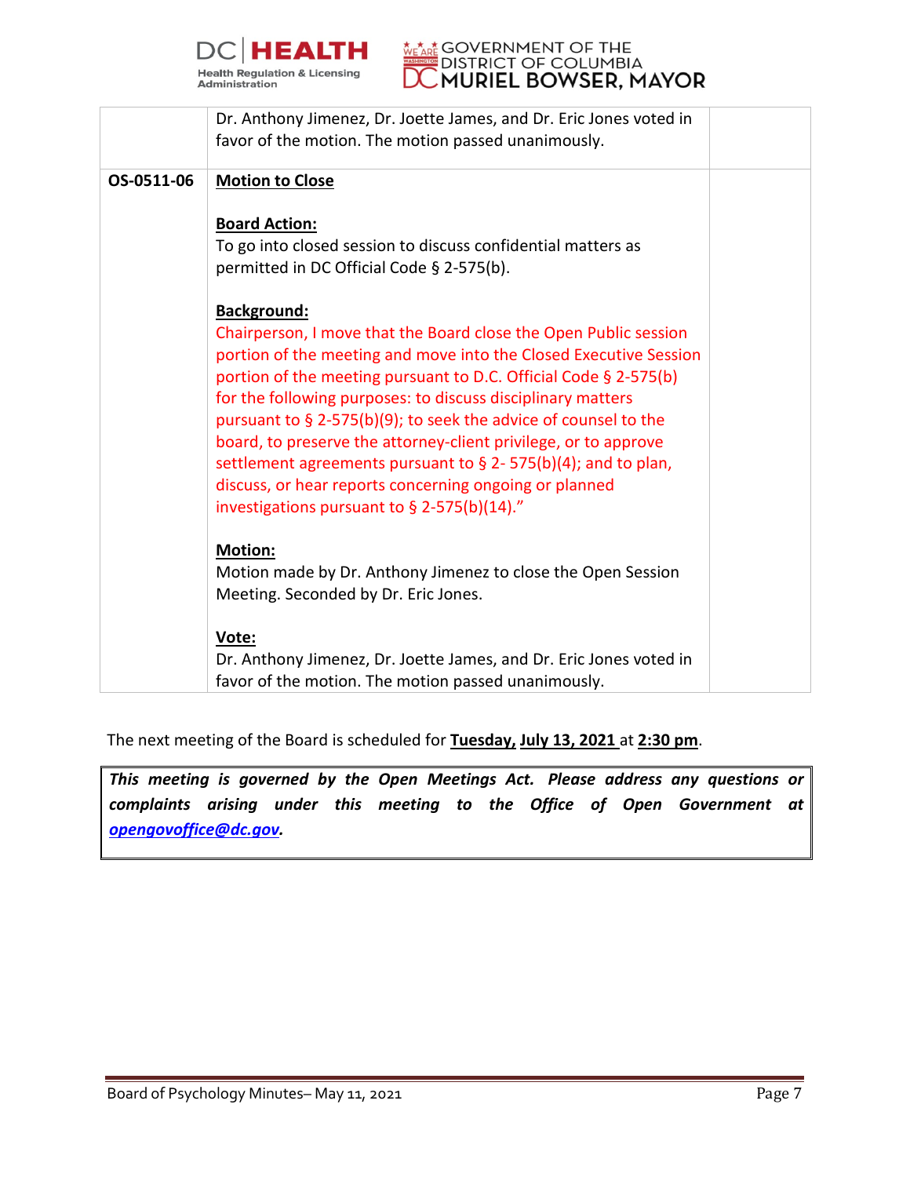| | | |
|---|---|---|
| | Dr. Anthony Jimenez, Dr. Joette James, and Dr. Eric Jones voted in favor of the motion. The motion passed unanimously. | |
| OS-0511-06 | **Motion to Close**<br><br>**Board Action:**<br>To go into closed session to discuss confidential matters as permitted in DC Official Code § 2-575(b).<br><br>**Background:**<br>Chairperson, I move that the Board close the Open Public session portion of the meeting and move into the Closed Executive Session portion of the meeting pursuant to D.C. Official Code § 2-575(b) for the following purposes: to discuss disciplinary matters pursuant to § 2-575(b)(9); to seek the advice of counsel to the board, to preserve the attorney-client privilege, or to approve settlement agreements pursuant to § 2- 575(b)(4); and to plan, discuss, or hear reports concerning ongoing or planned investigations pursuant to § 2-575(b)(14)."<br><br>**Motion:**<br>Motion made by Dr. Anthony Jimenez to close the Open Session Meeting. Seconded by Dr. Eric Jones.<br><br>**Vote:**<br>Dr. Anthony Jimenez, Dr. Joette James, and Dr. Eric Jones voted in favor of the motion. The motion passed unanimously. | |

The next meeting of the Board is scheduled for **Tuesday, July 13, 2021** at **2:30 pm**.

***This meeting is governed by the Open Meetings Act. Please address any questions or complaints arising under this meeting to the Office of Open Government at opengovoffice@dc.gov.***